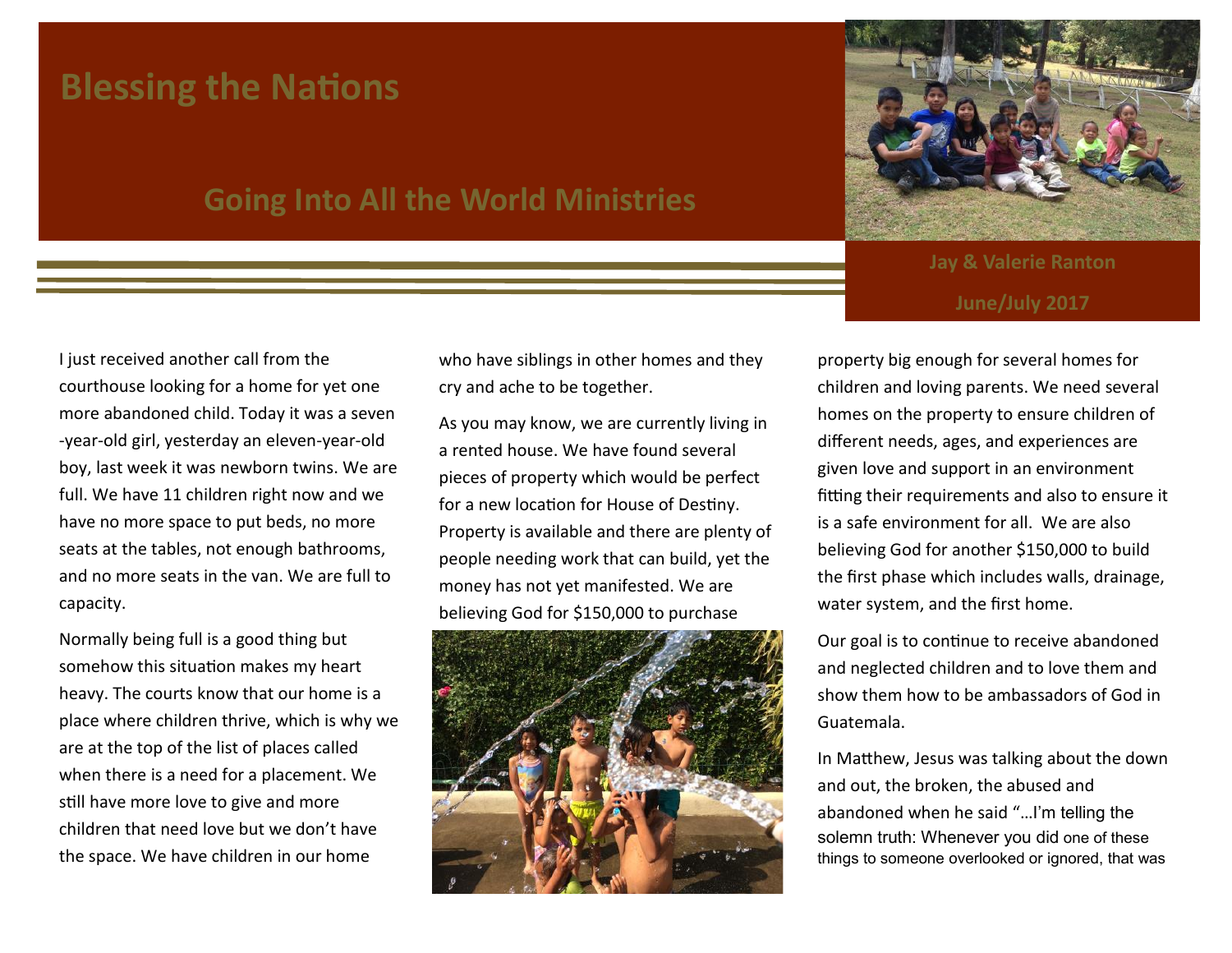# Blessing the Nations

## Going Into All the World Ministries

**Jay & Valerie Ranton**

**June/July 2017**

I just received another call from the courthouse looking for a home for yet one more abandoned child. Today it was a seven-year-old girl, yesterday an eleven-year-old boy, last week it was newborn twins. We are full. We have 11 children right now and we have no more space to put beds, no more seats at the tables, not enough bathrooms, and no more seats in the van. We are full to capacity.

Normally being full is a good thing but somehow this situation makes my heart heavy. The courts know that our home is a place where children thrive, which is why we are at the top of the list of places called when there is a need for a placement. We still have more love to give and more children that need love but we don't have the space. We have children in our home who have siblings in other homes and they cry and ache to be together.

As you may know, we are currently living in a rented house. We have found several pieces of property which would be perfect for a new location for House of Destiny. Property is available and there are plenty of people needing work that can build, yet the money has not yet manifested. We are believing God for $150,000 to purchase property big enough for several homes for children and loving parents. We need several homes on the property to ensure children of different needs, ages, and experiences are given love and support in an environment fitting their requirements and also to ensure it is a safe environment for all. We are also believing God for another $150,000 to build the first phase which includes walls, drainage, water system, and the first home.

Our goal is to continue to receive abandoned and neglected children and to love them and show them how to be ambassadors of God in Guatemala.

In Matthew, Jesus was talking about the down and out, the broken, the abused and abandoned when he said "…I'm telling the solemn truth: Whenever you did one of these things to someone overlooked or ignored, that was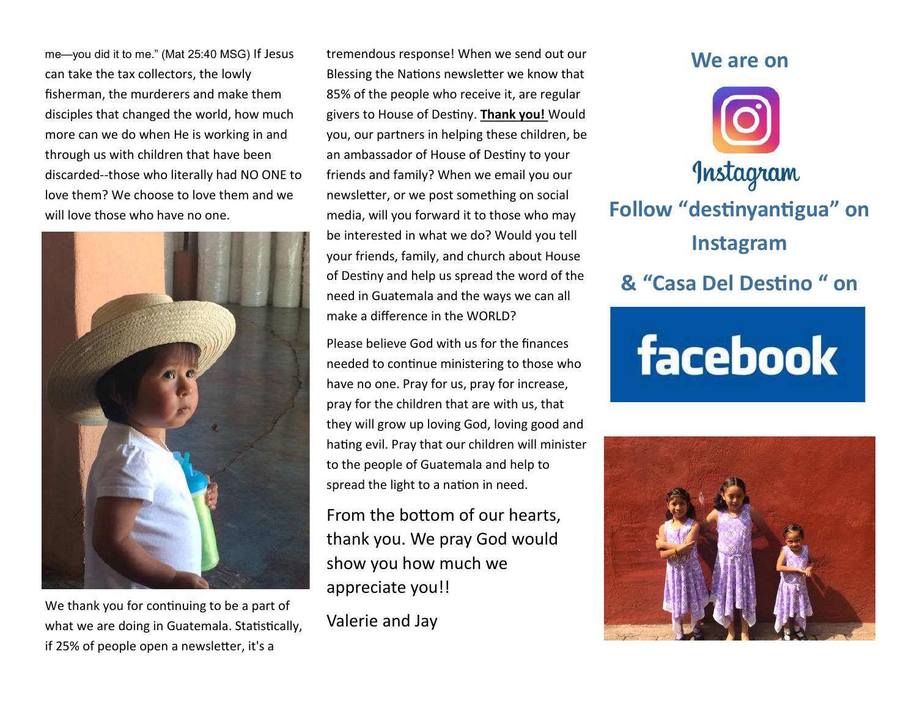me—you did it to me." (Mat 25:40 MSG) If Jesus can take the tax collectors, the lowly fisherman, the murderers and make them disciples that changed the world, how much more can we do when He is working in and through us with children that have been discarded--those who literally had NO ONE to love them? We choose to love them and we will love those who have no one.

We thank you for continuing to be a part of what we are doing in Guatemala. Statistically, if 25% of people open a newsletter, it's a tremendous response! When we send out our Blessing the Nations newsletter we know that 85% of the people who receive it, are regular givers to House of Destiny. **Thank you!** Would you, our partners in helping these children, be an ambassador of House of Destiny to your friends and family? When we email you our newsletter, or we post something on social media, will you forward it to those who may be interested in what we do? Would you tell your friends, family, and church about House of Destiny and help us spread the word of the need in Guatemala and the ways we can all make a difference in the WORLD?

Please believe God with us for the finances needed to continue ministering to those who have no one. Pray for us, pray for increase, pray for the children that are with us, that they will grow up loving God, loving good and hating evil. Pray that our children will minister to the people of Guatemala and help to spread the light to a nation in need.

From the bottom of our hearts, thank you. We pray God would show you how much we appreciate you!!

Valerie and Jay

## We are on

Instagram

## Follow "destinyantigua" on Instagram

## & "Casa Del Destino " on

facebook